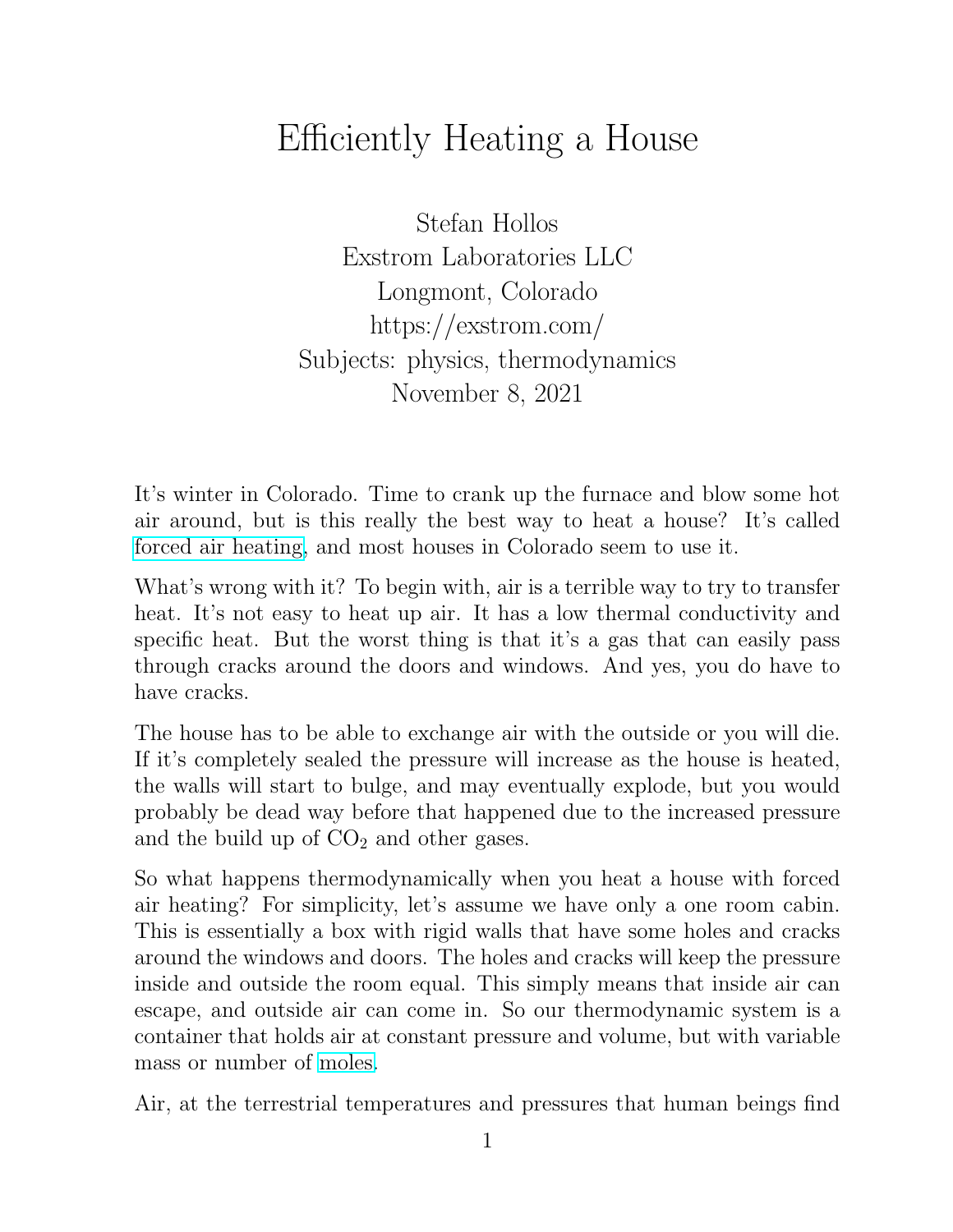# Efficiently Heating a House

Stefan Hollos
Exstrom Laboratories LLC
Longmont, Colorado
https://exstrom.com/
Subjects: physics, thermodynamics
November 8, 2021

It's winter in Colorado. Time to crank up the furnace and blow some hot air around, but is this really the best way to heat a house? It's called forced air heating, and most houses in Colorado seem to use it.

What's wrong with it? To begin with, air is a terrible way to try to transfer heat. It's not easy to heat up air. It has a low thermal conductivity and specific heat. But the worst thing is that it's a gas that can easily pass through cracks around the doors and windows. And yes, you do have to have cracks.

The house has to be able to exchange air with the outside or you will die. If it's completely sealed the pressure will increase as the house is heated, the walls will start to bulge, and may eventually explode, but you would probably be dead way before that happened due to the increased pressure and the build up of $CO_2$ and other gases.

So what happens thermodynamically when you heat a house with forced air heating? For simplicity, let's assume we have only a one room cabin. This is essentially a box with rigid walls that have some holes and cracks around the windows and doors. The holes and cracks will keep the pressure inside and outside the room equal. This simply means that inside air can escape, and outside air can come in. So our thermodynamic system is a container that holds air at constant pressure and volume, but with variable mass or number of moles.

Air, at the terrestrial temperatures and pressures that human beings find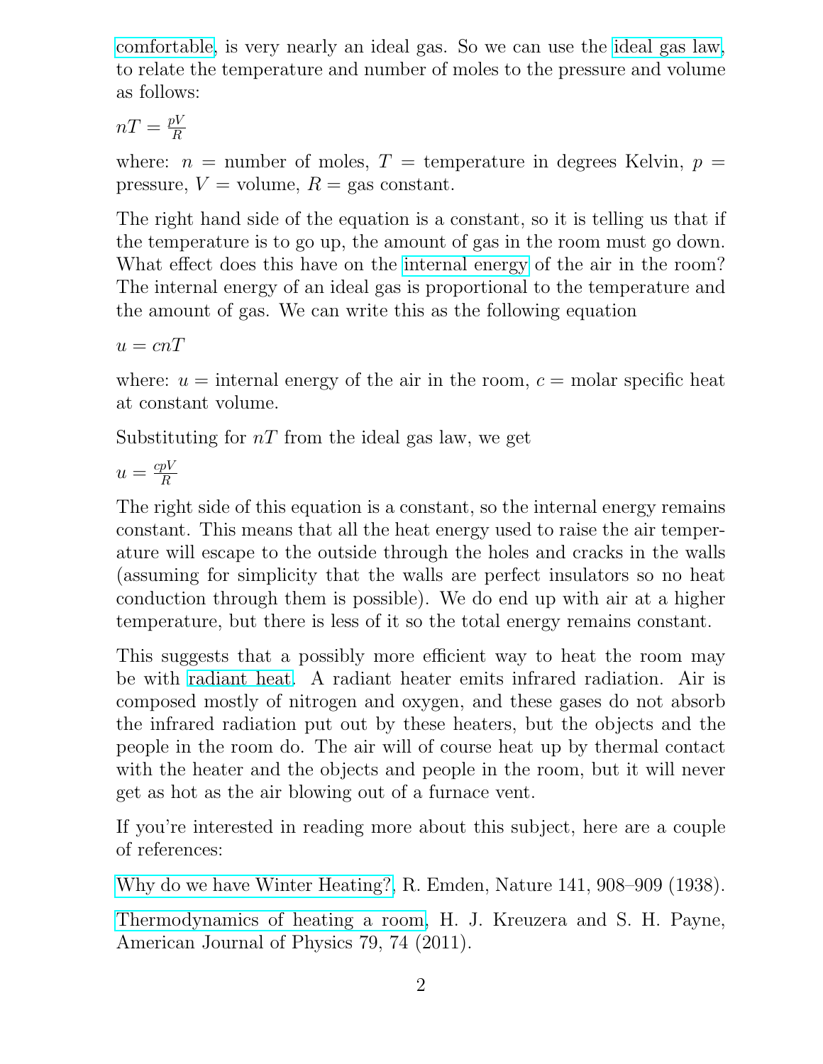comfortable, is very nearly an ideal gas. So we can use the ideal gas law, to relate the temperature and number of moles to the pressure and volume as follows:

$$nT = \frac{pV}{R}$$

where: $n$ = number of moles, $T$ = temperature in degrees Kelvin, $p$ = pressure, $V$ = volume, $R$ = gas constant.

The right hand side of the equation is a constant, so it is telling us that if the temperature is to go up, the amount of gas in the room must go down. What effect does this have on the internal energy of the air in the room? The internal energy of an ideal gas is proportional to the temperature and the amount of gas. We can write this as the following equation

$$u = cnT$$

where: $u$ = internal energy of the air in the room, $c$ = molar specific heat at constant volume.

Substituting for $nT$ from the ideal gas law, we get

$$u = \frac{cpV}{R}$$

The right side of this equation is a constant, so the internal energy remains constant. This means that all the heat energy used to raise the air temperature will escape to the outside through the holes and cracks in the walls (assuming for simplicity that the walls are perfect insulators so no heat conduction through them is possible). We do end up with air at a higher temperature, but there is less of it so the total energy remains constant.

This suggests that a possibly more efficient way to heat the room may be with radiant heat. A radiant heater emits infrared radiation. Air is composed mostly of nitrogen and oxygen, and these gases do not absorb the infrared radiation put out by these heaters, but the objects and the people in the room do. The air will of course heat up by thermal contact with the heater and the objects and people in the room, but it will never get as hot as the air blowing out of a furnace vent.

If you're interested in reading more about this subject, here are a couple of references:

Why do we have Winter Heating?, R. Emden, Nature 141, 908–909 (1938).

Thermodynamics of heating a room, H. J. Kreuzera and S. H. Payne, American Journal of Physics 79, 74 (2011).